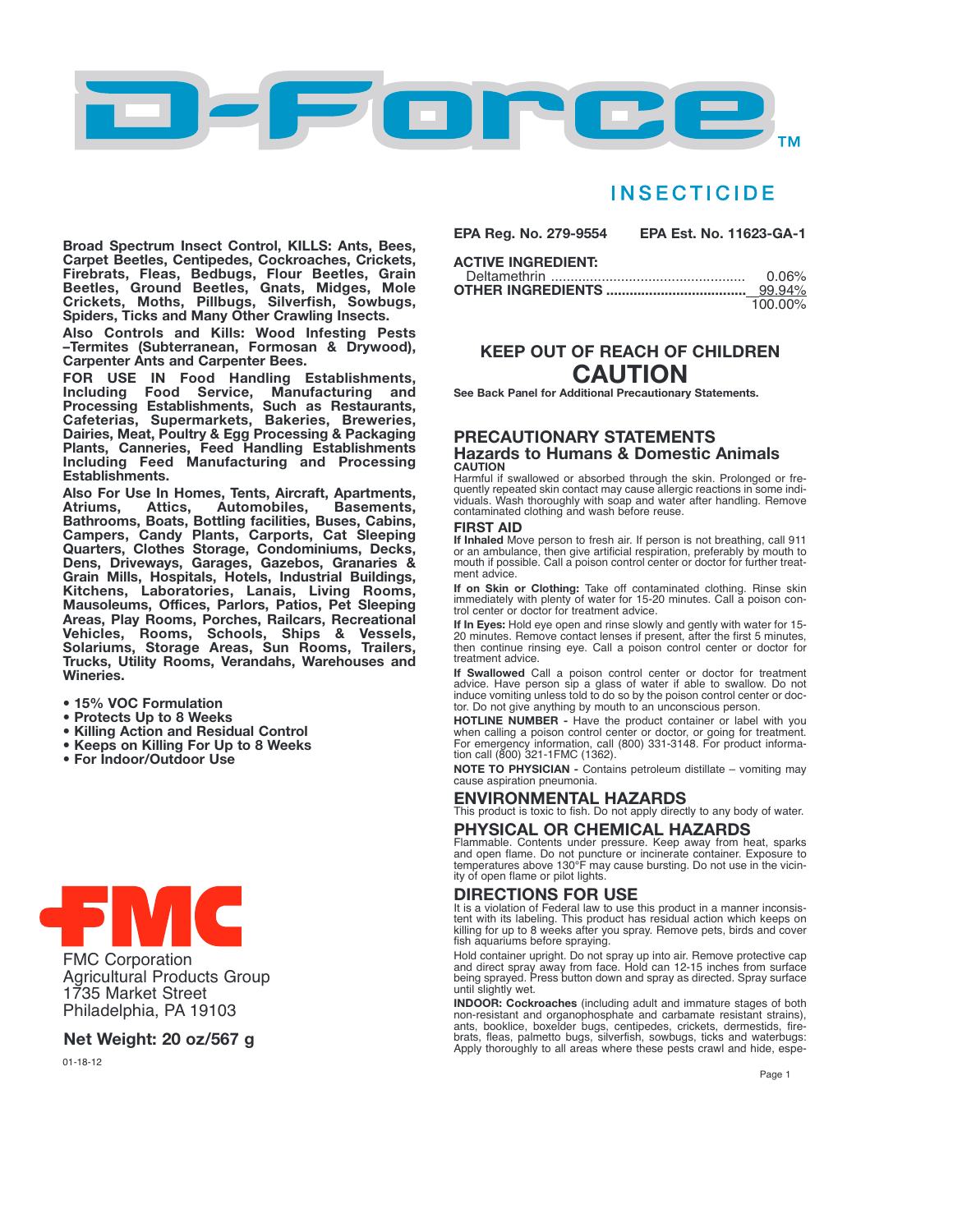# D-Force™

## INSECTICIDE

**Broad Spectrum Insect Control, KILLS: Ants, Bees, Carpet Beetles, Centipedes, Cockroaches, Crickets, Firebrats, Fleas, Bedbugs, Flour Beetles, Grain Beetles, Ground Beetles, Gnats, Midges, Mole Crickets, Moths, Pillbugs, Silverfish, Sowbugs, Spiders, Ticks and Many Other Crawling Insects.**

**Also Controls and Kills: Wood Infesting Pests –Termites (Subterranean, Formosan & Drywood), Carpenter Ants and Carpenter Bees.**

**FOR USE IN Food Handling Establishments, Including Food Service, Manufacturing and Processing Establishments, Such as Restaurants, Cafeterias, Supermarkets, Bakeries, Breweries, Dairies, Meat, Poultry & Egg Processing & Packaging Plants, Canneries, Feed Handling Establishments Including Feed Manufacturing and Processing Establishments.**

**Also For Use In Homes, Tents, Aircraft, Apartments, Atriums, Attics, Automobiles, Basements, Bathrooms, Boats, Bottling facilities, Buses, Cabins, Campers, Candy Plants, Carports, Cat Sleeping Quarters, Clothes Storage, Condominiums, Decks, Dens, Driveways, Garages, Gazebos, Granaries & Grain Mills, Hospitals, Hotels, Industrial Buildings, Kitchens, Laboratories, Lanais, Living Rooms, Mausoleums, Offices, Parlors, Patios, Pet Sleeping Areas, Play Rooms, Porches, Railcars, Recreational Vehicles, Rooms, Schools, Ships & Vessels, Solariums, Storage Areas, Sun Rooms, Trailers, Trucks, Utility Rooms, Verandahs, Warehouses and Wineries.**

- **15% VOC Formulation**
- **Protects Up to 8 Weeks**
- **Killing Action and Residual Control**
- **Keeps on Killing For Up to 8 Weeks**
- **For Indoor/Outdoor Use**

**FMC**

FMC Corporation
Agricultural Products Group
1735 Market Street
Philadelphia, PA 19103

**Net Weight: 20 oz/567 g**

01-18-12

**EPA Reg. No. 279-9554** **EPA Est. No. 11623-GA-1**

| **ACTIVE INGREDIENT:** | |
|---|---|
| Deltamethrin | 0.06% |
| **OTHER INGREDIENTS** | 99.94% |
| | 100.00% |

## KEEP OUT OF REACH OF CHILDREN
## CAUTION

**See Back Panel for Additional Precautionary Statements.**

## PRECAUTIONARY STATEMENTS
### Hazards to Humans & Domestic Animals

**CAUTION**

Harmful if swallowed or absorbed through the skin. Prolonged or frequently repeated skin contact may cause allergic reactions in some individuals. Wash thoroughly with soap and water after handling. Remove contaminated clothing and wash before reuse.

### FIRST AID

**If Inhaled** Move person to fresh air. If person is not breathing, call 911 or an ambulance, then give artificial respiration, preferably by mouth to mouth if possible. Call a poison control center or doctor for further treatment advice.

**If on Skin or Clothing:** Take off contaminated clothing. Rinse skin immediately with plenty of water for 15-20 minutes. Call a poison control center or doctor for treatment advice.

**If In Eyes:** Hold eye open and rinse slowly and gently with water for 15-20 minutes. Remove contact lenses if present, after the first 5 minutes, then continue rinsing eye. Call a poison control center or doctor for treatment advice.

**If Swallowed** Call a poison control center or doctor for treatment advice. Have person sip a glass of water if able to swallow. Do not induce vomiting unless told to do so by the poison control center or doctor. Do not give anything by mouth to an unconscious person.

**HOTLINE NUMBER -** Have the product container or label with you when calling a poison control center or doctor, or going for treatment. For emergency information, call (800) 331-3148. For product information call (800) 321-1FMC (1362).

**NOTE TO PHYSICIAN -** Contains petroleum distillate – vomiting may cause aspiration pneumonia.

### ENVIRONMENTAL HAZARDS

This product is toxic to fish. Do not apply directly to any body of water.

### PHYSICAL OR CHEMICAL HAZARDS

Flammable. Contents under pressure. Keep away from heat, sparks and open flame. Do not puncture or incinerate container. Exposure to temperatures above 130°F may cause bursting. Do not use in the vicinity of open flame or pilot lights.

### DIRECTIONS FOR USE

It is a violation of Federal law to use this product in a manner inconsistent with its labeling. This product has residual action which keeps on killing for up to 8 weeks after you spray. Remove pets, birds and cover fish aquariums before spraying.

Hold container upright. Do not spray up into air. Remove protective cap and direct spray away from face. Hold can 12-15 inches from surface being sprayed. Press button down and spray as directed. Spray surface until slightly wet.

**INDOOR: Cockroaches** (including adult and immature stages of both non-resistant and organophosphate and carbamate resistant strains), ants, booklice, boxelder bugs, centipedes, crickets, dermestids, firebrats, fleas, palmetto bugs, silverfish, sowbugs, ticks and waterbugs: Apply thoroughly to all areas where these pests crawl and hide, espe-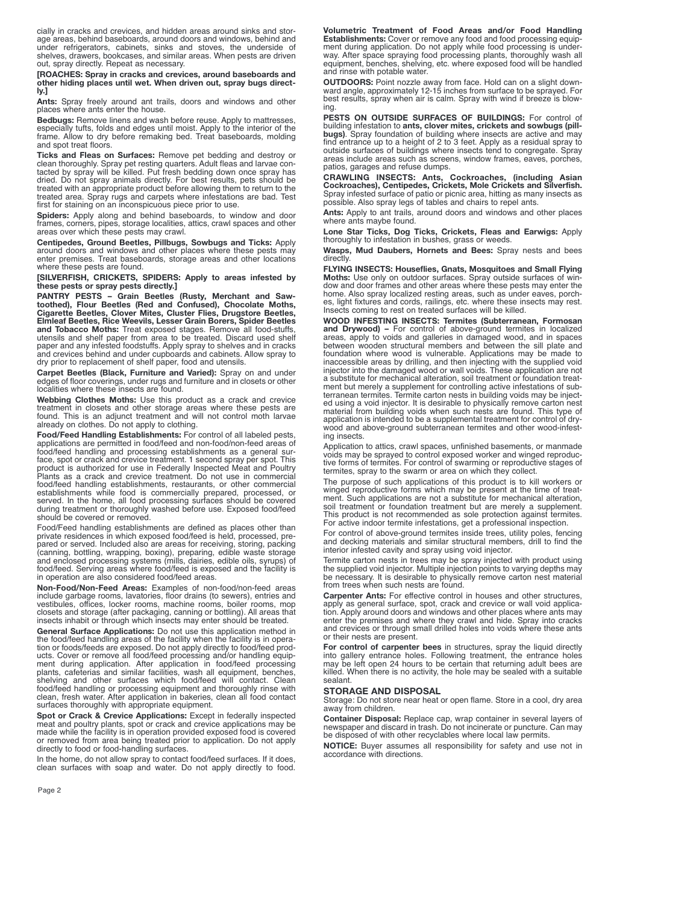cially in cracks and crevices, and hidden areas around sinks and storage areas, behind baseboards, around doors and windows, behind and under refrigerators, cabinets, sinks and stoves, the underside of shelves, drawers, bookcases, and similar areas. When pests are driven out, spray directly. Repeat as necessary.

**[ROACHES: Spray in cracks and crevices, around baseboards and other hiding places until wet. When driven out, spray bugs directly.]**

**Ants:** Spray freely around ant trails, doors and windows and other places where ants enter the house.

**Bedbugs:** Remove linens and wash before reuse. Apply to mattresses, especially tufts, folds and edges until moist. Apply to the interior of the frame. Allow to dry before remaking bed. Treat baseboards, molding and spot treat floors.

**Ticks and Fleas on Surfaces:** Remove pet bedding and destroy or clean thoroughly. Spray pet resting quarters. Adult fleas and larvae contacted by spray will be killed. Put fresh bedding down once spray has dried. Do not spray animals directly. For best results, pets should be treated with an appropriate product before allowing them to return to the treated area. Spray rugs and carpets where infestations are bad. Test first for staining on an inconspicuous piece prior to use.

**Spiders:** Apply along and behind baseboards, to window and door frames, corners, pipes, storage localities, attics, crawl spaces and other areas over which these pests may crawl.

**Centipedes, Ground Beetles, Pillbugs, Sowbugs and Ticks:** Apply around doors and windows and other places where these pests may enter premises. Treat baseboards, storage areas and other locations where these pests are found.

**[SILVERFISH, CRICKETS, SPIDERS: Apply to areas infested by these pests or spray pests directly.]**

**PANTRY PESTS – Grain Beetles (Rusty, Merchant and Saw-toothed), Flour Beetles (Red and Confused), Chocolate Moths, Cigarette Beetles, Clover Mites, Cluster Flies, Drugstore Beetles, Elmleaf Beetles, Rice Weevils, Lesser Grain Borers, Spider Beetles and Tobacco Moths:** Treat exposed stages. Remove all food-stuffs, utensils and shelf paper from area to be treated. Discard used shelf paper and any infested foodstuffs. Apply spray to shelves and in cracks and crevices behind and under cupboards and cabinets. Allow spray to dry prior to replacement of shelf paper, food and utensils.

**Carpet Beetles (Black, Furniture and Varied):** Spray on and under edges of floor coverings, under rugs and furniture and in closets or other localities where these insects are found.

**Webbing Clothes Moths:** Use this product as a crack and crevice treatment in closets and other storage areas where these pests are found. This is an adjunct treatment and will not control moth larvae already on clothes. Do not apply to clothing.

**Food/Feed Handling Establishments:** For control of all labeled pests, applications are permitted in food/feed and non-food/non-feed areas of food/feed handling and processing establishments as a general surface, spot or crack and crevice treatment. 1 second spray per spot. This product is authorized for use in Federally Inspected Meat and Poultry Plants as a crack and crevice treatment. Do not use in commercial food/feed handling establishments, restaurants, or other commercial establishments while food is commercially prepared, processed, or served. In the home, all food processing surfaces should be covered during treatment or thoroughly washed before use. Exposed food/feed should be covered or removed.

Food/Feed handling establishments are defined as places other than private residences in which exposed food/feed is held, processed, prepared or served. Included also are areas for receiving, storing, packing (canning, bottling, wrapping, boxing), preparing, edible waste storage and enclosed processing systems (mills, dairies, edible oils, syrups) of food/feed. Serving areas where food/feed is exposed and the facility is in operation are also considered food/feed areas.

**Non-Food/Non-Feed Areas:** Examples of non-food/non-feed areas include garbage rooms, lavatories, floor drains (to sewers), entries and vestibules, offices, locker rooms, machine rooms, boiler rooms, mop closets and storage (after packaging, canning or bottling). All areas that insects inhabit or through which insects may enter should be treated.

**General Surface Applications:** Do not use this application method in the food/feed handling areas of the facility when the facility is in operation or foods/feeds are exposed. Do not apply directly to food/feed products. Cover or remove all food/feed processing and/or handling equipment during application. After application in food/feed processing plants, cafeterias and similar facilities, wash all equipment, benches, shelving and other surfaces which food/feed will contact. Clean food/feed handling or processing equipment and thoroughly rinse with clean, fresh water. After application in bakeries, clean all food contact surfaces thoroughly with appropriate equipment.

**Spot or Crack & Crevice Applications:** Except in federally inspected meat and poultry plants, spot or crack and crevice applications may be made while the facility is in operation provided exposed food is covered or removed from area being treated prior to application. Do not apply directly to food or food-handling surfaces.

In the home, do not allow spray to contact food/feed surfaces. If it does, clean surfaces with soap and water. Do not apply directly to food.

**Volumetric Treatment of Food Areas and/or Food Handling Establishments:** Cover or remove any food and food processing equipment during application. Do not apply while food processing is underway. After space spraying food processing plants, thoroughly wash all equipment, benches, shelving, etc. where exposed food will be handled and rinse with potable water.

**OUTDOORS:** Point nozzle away from face. Hold can on a slight downward angle, approximately 12-15 inches from surface to be sprayed. For best results, spray when air is calm. Spray with wind if breeze is blowing.

**PESTS ON OUTSIDE SURFACES OF BUILDINGS:** For control of building infestation to **ants, clover mites, crickets and sowbugs (pillbugs)**. Spray foundation of building where insects are active and may find entrance up to a height of 2 to 3 feet. Apply as a residual spray to outside surfaces of buildings where insects tend to congregate. Spray areas include areas such as screens, window frames, eaves, porches, patios, garages and refuse dumps.

**CRAWLING INSECTS: Ants, Cockroaches, (including Asian Cockroaches), Centipedes, Crickets, Mole Crickets and Silverfish.** Spray infested surface of patio or picnic area, hitting as many insects as possible. Also spray legs of tables and chairs to repel ants.

**Ants:** Apply to ant trails, around doors and windows and other places where ants maybe found.

**Lone Star Ticks, Dog Ticks, Crickets, Fleas and Earwigs:** Apply thoroughly to infestation in bushes, grass or weeds.

**Wasps, Mud Daubers, Hornets and Bees:** Spray nests and bees directly.

**FLYING INSECTS: Houseflies, Gnats, Mosquitoes and Small Flying Moths:** Use only on outdoor surfaces. Spray outside surfaces of window and door frames and other areas where these pests may enter the home. Also spray localized resting areas, such as under eaves, porches, light fixtures and cords, railings, etc. where these insects may rest. Insects coming to rest on treated surfaces will be killed.

**WOOD INFESTING INSECTS: Termites (Subterranean, Formosan and Drywood) –** For control of above-ground termites in localized areas, apply to voids and galleries in damaged wood, and in spaces between wooden structural members and between the sill plate and foundation where wood is vulnerable. Applications may be made to inaccessible areas by drilling, and then injecting with the supplied void injector into the damaged wood or wall voids. These application are not a substitute for mechanical alteration, soil treatment or foundation treatment but merely a supplement for controlling active infestations of subterranean termites. Termite carton nests in building voids may be injected using a void injector. It is desirable to physically remove carton nest material from building voids when such nests are found. This type of application is intended to be a supplemental treatment for control of drywood and above-ground subterranean termites and other wood-infesting insects.

Application to attics, crawl spaces, unfinished basements, or manmade voids may be sprayed to control exposed worker and winged reproductive forms of termites. For control of swarming or reproductive stages of termites, spray to the swarm or area on which they collect.

The purpose of such applications of this product is to kill workers or winged reproductive forms which may be present at the time of treatment. Such applications are not a substitute for mechanical alteration, soil treatment or foundation treatment but are merely a supplement. This product is not recommended as sole protection against termites. For active indoor termite infestations, get a professional inspection.

For control of above-ground termites inside trees, utility poles, fencing and decking materials and similar structural members, drill to find the interior infested cavity and spray using void injector.

Termite carton nests in trees may be spray injected with product using the supplied void injector. Multiple injection points to varying depths may be necessary. It is desirable to physically remove carton nest material from trees when such nests are found.

**Carpenter Ants:** For effective control in houses and other structures, apply as general surface, spot, crack and crevice or wall void application. Apply around doors and windows and other places where ants may enter the premises and where they crawl and hide. Spray into cracks and crevices or through small drilled holes into voids where these ants or their nests are present.

**For control of carpenter bees** in structures, spray the liquid directly into gallery entrance holes. Following treatment, the entrance holes may be left open 24 hours to be certain that returning adult bees are killed. When there is no activity, the hole may be sealed with a suitable sealant.

## STORAGE AND DISPOSAL

Storage: Do not store near heat or open flame. Store in a cool, dry area away from children.

**Container Disposal:** Replace cap, wrap container in several layers of newspaper and discard in trash. Do not incinerate or puncture. Can may be disposed of with other recyclables where local law permits.

**NOTICE:** Buyer assumes all responsibility for safety and use not in accordance with directions.